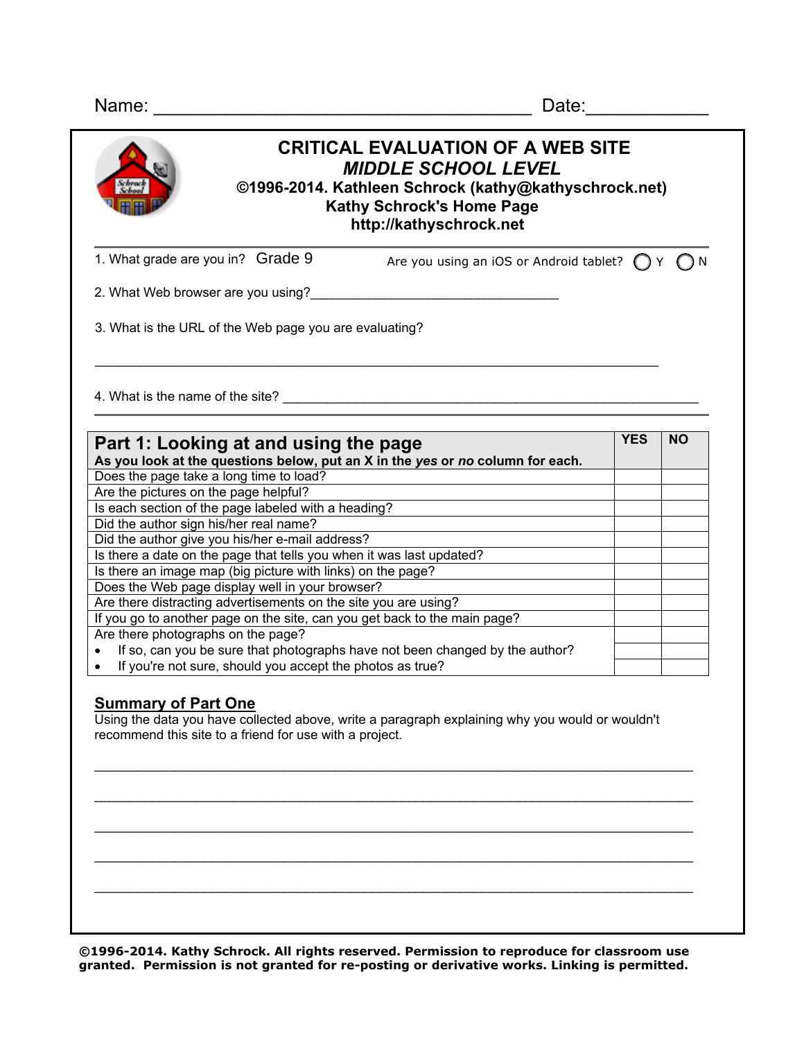Name: ____________________________________ Date:___________

# CRITICAL EVALUATION OF A WEB SITE

## *MIDDLE SCHOOL LEVEL*

**©1996-2014. Kathleen Schrock (kathy@kathyschrock.net)**
**Kathy Schrock's Home Page**
**http://kathyschrock.net**

1. What grade are you in? Grade 9

Are you using an iOS or Android tablet? ◯ Y ◯ N

2. What Web browser are you using?_________________________________

3. What is the URL of the Web page you are evaluating?

_____________________________________________________________________________

4. What is the name of the site? _________________________________________________________

| **Part 1: Looking at and using the page**<br>**As you look at the questions below, put an X in the *yes* or *no* column for each.** | **YES** | **NO** |
|---|---|---|
| Does the page take a long time to load? | | |
| Are the pictures on the page helpful? | | |
| Is each section of the page labeled with a heading? | | |
| Did the author sign his/her real name? | | |
| Did the author give you his/her e-mail address? | | |
| Is there a date on the page that tells you when it was last updated? | | |
| Is there an image map (big picture with links) on the page? | | |
| Does the Web page display well in your browser? | | |
| Are there distracting advertisements on the site you are using? | | |
| If you go to another page on the site, can you get back to the main page? | | |
| Are there photographs on the page? | | |
| • If so, can you be sure that photographs have not been changed by the author? | | |
| • If you're not sure, should you accept the photos as true? | | |

### Summary of Part One

Using the data you have collected above, write a paragraph explaining why you would or wouldn't recommend this site to a friend for use with a project.

_____________________________________________________________________________

_____________________________________________________________________________

_____________________________________________________________________________

_____________________________________________________________________________

_____________________________________________________________________________

**©1996-2014. Kathy Schrock. All rights reserved. Permission to reproduce for classroom use granted. Permission is not granted for re-posting or derivative works. Linking is permitted.**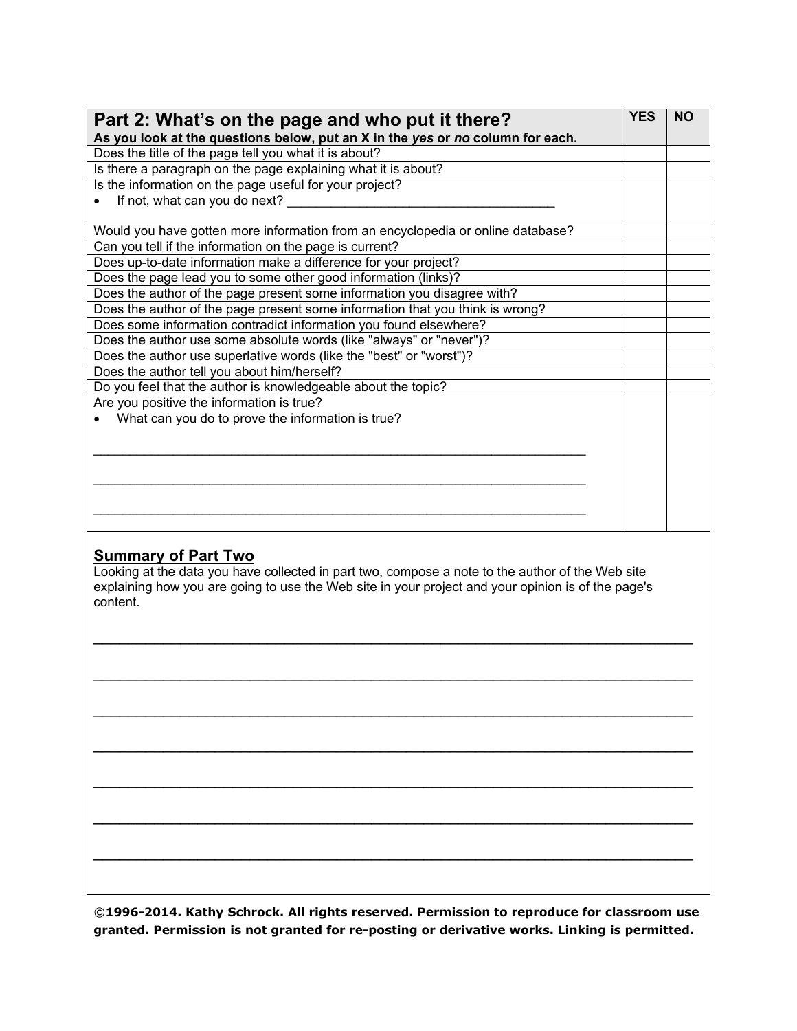| Part 2: What's on the page and who put it there? **As you look at the questions below, put an X in the *yes* or *no* column for each.** | YES | NO |
|---|---|---|
| Does the title of the page tell you what it is about? | | |
| Is there a paragraph on the page explaining what it is about? | | |
| Is the information on the page useful for your project? <br>• If not, what can you do next? ____________________________________ | | |
| Would you have gotten more information from an encyclopedia or online database? | | |
| Can you tell if the information on the page is current? | | |
| Does up-to-date information make a difference for your project? | | |
| Does the page lead you to some other good information (links)? | | |
| Does the author of the page present some information you disagree with? | | |
| Does the author of the page present some information that you think is wrong? | | |
| Does some information contradict information you found elsewhere? | | |
| Does the author use some absolute words (like "always" or "never")? | | |
| Does the author use superlative words (like the "best" or "worst")? | | |
| Does the author tell you about him/herself? | | |
| Do you feel that the author is knowledgeable about the topic? | | |
| Are you positive the information is true? <br>• What can you do to prove the information is true? <br>______________________________________________________________________ <br>______________________________________________________________________ <br>______________________________________________________________________ | | |

## Summary of Part Two

Looking at the data you have collected in part two, compose a note to the author of the Web site explaining how you are going to use the Web site in your project and your opinion is of the page's content.

______________________________________________________________________________

______________________________________________________________________________

______________________________________________________________________________

______________________________________________________________________________

______________________________________________________________________________

______________________________________________________________________________

______________________________________________________________________________

**©1996-2014. Kathy Schrock. All rights reserved. Permission to reproduce for classroom use granted. Permission is not granted for re-posting or derivative works. Linking is permitted.**